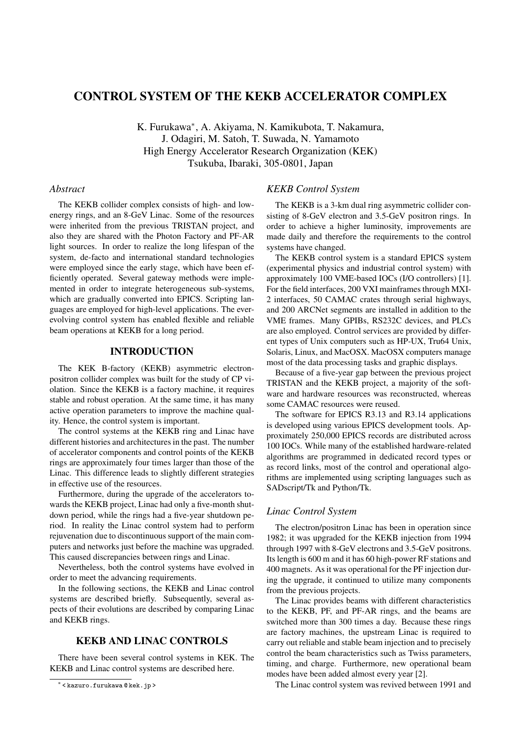# CONTROL SYSTEM OF THE KEKB ACCELERATOR COMPLEX

K. Furukawa*, A. Akiyama, N. Kamikubota, T. Nakamura, J. Odagiri, M. Satoh, T. Suwada, N. Yamamoto
High Energy Accelerator Research Organization (KEK)
Tsukuba, Ibaraki, 305-0801, Japan

### *Abstract*

The KEKB collider complex consists of high- and low-energy rings, and an 8-GeV Linac. Some of the resources were inherited from the previous TRISTAN project, and also they are shared with the Photon Factory and PF-AR light sources. In order to realize the long lifespan of the system, de-facto and international standard technologies were employed since the early stage, which have been efficiently operated. Several gateway methods were implemented in order to integrate heterogeneous sub-systems, which are gradually converted into EPICS. Scripting languages are employed for high-level applications. The ever-evolving control system has enabled flexible and reliable beam operations at KEKB for a long period.

## INTRODUCTION

The KEK B-factory (KEKB) asymmetric electron-positron collider complex was built for the study of CP violation. Since the KEKB is a factory machine, it requires stable and robust operation. At the same time, it has many active operation parameters to improve the machine quality. Hence, the control system is important.

The control systems at the KEKB ring and Linac have different histories and architectures in the past. The number of accelerator components and control points of the KEKB rings are approximately four times larger than those of the Linac. This difference leads to slightly different strategies in effective use of the resources.

Furthermore, during the upgrade of the accelerators towards the KEKB project, Linac had only a five-month shutdown period, while the rings had a five-year shutdown period. In reality the Linac control system had to perform rejuvenation due to discontinuous support of the main computers and networks just before the machine was upgraded. This caused discrepancies between rings and Linac.

Nevertheless, both the control systems have evolved in order to meet the advancing requirements.

In the following sections, the KEKB and Linac control systems are described briefly. Subsequently, several aspects of their evolutions are described by comparing Linac and KEKB rings.

## KEKB AND LINAC CONTROLS

There have been several control systems in KEK. The KEKB and Linac control systems are described here.

### *KEKB Control System*

The KEKB is a 3-km dual ring asymmetric collider consisting of 8-GeV electron and 3.5-GeV positron rings. In order to achieve a higher luminosity, improvements are made daily and therefore the requirements to the control systems have changed.

The KEKB control system is a standard EPICS system (experimental physics and industrial control system) with approximately 100 VME-based IOCs (I/O controllers) [1]. For the field interfaces, 200 VXI mainframes through MXI-2 interfaces, 50 CAMAC crates through serial highways, and 200 ARCNet segments are installed in addition to the VME frames. Many GPIBs, RS232C devices, and PLCs are also employed. Control services are provided by different types of Unix computers such as HP-UX, Tru64 Unix, Solaris, Linux, and MacOSX. MacOSX computers manage most of the data processing tasks and graphic displays.

Because of a five-year gap between the previous project TRISTAN and the KEKB project, a majority of the software and hardware resources was reconstructed, whereas some CAMAC resources were reused.

The software for EPICS R3.13 and R3.14 applications is developed using various EPICS development tools. Approximately 250,000 EPICS records are distributed across 100 IOCs. While many of the established hardware-related algorithms are programmed in dedicated record types or as record links, most of the control and operational algorithms are implemented using scripting languages such as SADscript/Tk and Python/Tk.

### *Linac Control System*

The electron/positron Linac has been in operation since 1982; it was upgraded for the KEKB injection from 1994 through 1997 with 8-GeV electrons and 3.5-GeV positrons. Its length is 600 m and it has 60 high-power RF stations and 400 magnets. As it was operational for the PF injection during the upgrade, it continued to utilize many components from the previous projects.

The Linac provides beams with different characteristics to the KEKB, PF, and PF-AR rings, and the beams are switched more than 300 times a day. Because these rings are factory machines, the upstream Linac is required to carry out reliable and stable beam injection and to precisely control the beam characteristics such as Twiss parameters, timing, and charge. Furthermore, new operational beam modes have been added almost every year [2].

The Linac control system was revived between 1991 and

* < kazuro.furukawa @ kek.jp >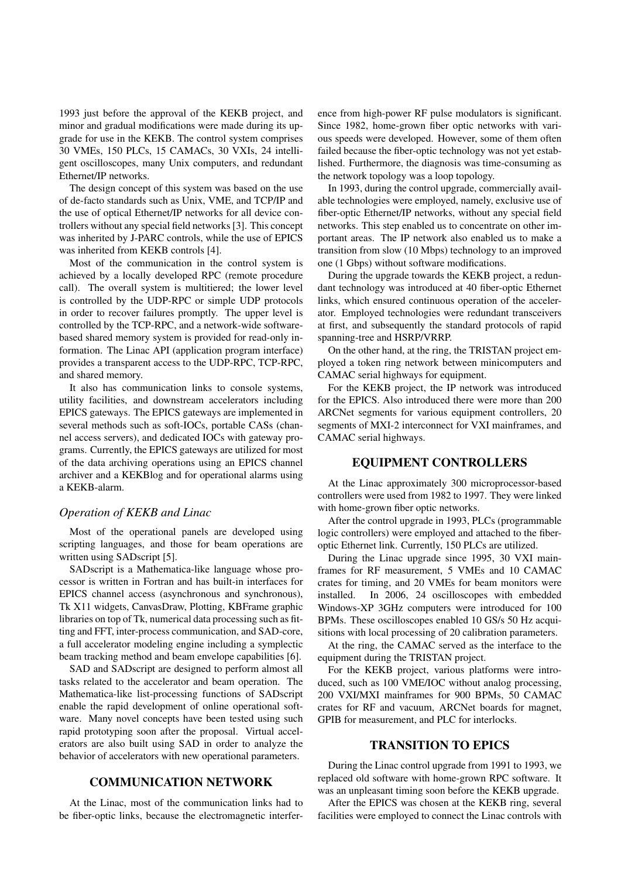1993 just before the approval of the KEKB project, and minor and gradual modifications were made during its upgrade for use in the KEKB. The control system comprises 30 VMEs, 150 PLCs, 15 CAMACs, 30 VXIs, 24 intelligent oscilloscopes, many Unix computers, and redundant Ethernet/IP networks.

The design concept of this system was based on the use of de-facto standards such as Unix, VME, and TCP/IP and the use of optical Ethernet/IP networks for all device controllers without any special field networks [3]. This concept was inherited by J-PARC controls, while the use of EPICS was inherited from KEKB controls [4].

Most of the communication in the control system is achieved by a locally developed RPC (remote procedure call). The overall system is multitiered; the lower level is controlled by the UDP-RPC or simple UDP protocols in order to recover failures promptly. The upper level is controlled by the TCP-RPC, and a network-wide software-based shared memory system is provided for read-only information. The Linac API (application program interface) provides a transparent access to the UDP-RPC, TCP-RPC, and shared memory.

It also has communication links to console systems, utility facilities, and downstream accelerators including EPICS gateways. The EPICS gateways are implemented in several methods such as soft-IOCs, portable CASs (channel access servers), and dedicated IOCs with gateway programs. Currently, the EPICS gateways are utilized for most of the data archiving operations using an EPICS channel archiver and a KEKBlog and for operational alarms using a KEKB-alarm.

### *Operation of KEKB and Linac*

Most of the operational panels are developed using scripting languages, and those for beam operations are written using SADscript [5].

SADscript is a Mathematica-like language whose processor is written in Fortran and has built-in interfaces for EPICS channel access (asynchronous and synchronous), Tk X11 widgets, CanvasDraw, Plotting, KBFrame graphic libraries on top of Tk, numerical data processing such as fitting and FFT, inter-process communication, and SAD-core, a full accelerator modeling engine including a symplectic beam tracking method and beam envelope capabilities [6].

SAD and SADscript are designed to perform almost all tasks related to the accelerator and beam operation. The Mathematica-like list-processing functions of SADscript enable the rapid development of online operational software. Many novel concepts have been tested using such rapid prototyping soon after the proposal. Virtual accelerators are also built using SAD in order to analyze the behavior of accelerators with new operational parameters.

## COMMUNICATION NETWORK

At the Linac, most of the communication links had to be fiber-optic links, because the electromagnetic interference from high-power RF pulse modulators is significant. Since 1982, home-grown fiber optic networks with various speeds were developed. However, some of them often failed because the fiber-optic technology was not yet established. Furthermore, the diagnosis was time-consuming as the network topology was a loop topology.

In 1993, during the control upgrade, commercially available technologies were employed, namely, exclusive use of fiber-optic Ethernet/IP networks, without any special field networks. This step enabled us to concentrate on other important areas. The IP network also enabled us to make a transition from slow (10 Mbps) technology to an improved one (1 Gbps) without software modifications.

During the upgrade towards the KEKB project, a redundant technology was introduced at 40 fiber-optic Ethernet links, which ensured continuous operation of the accelerator. Employed technologies were redundant transceivers at first, and subsequently the standard protocols of rapid spanning-tree and HSRP/VRRP.

On the other hand, at the ring, the TRISTAN project employed a token ring network between minicomputers and CAMAC serial highways for equipment.

For the KEKB project, the IP network was introduced for the EPICS. Also introduced there were more than 200 ARCNet segments for various equipment controllers, 20 segments of MXI-2 interconnect for VXI mainframes, and CAMAC serial highways.

## EQUIPMENT CONTROLLERS

At the Linac approximately 300 microprocessor-based controllers were used from 1982 to 1997. They were linked with home-grown fiber optic networks.

After the control upgrade in 1993, PLCs (programmable logic controllers) were employed and attached to the fiber-optic Ethernet link. Currently, 150 PLCs are utilized.

During the Linac upgrade since 1995, 30 VXI mainframes for RF measurement, 5 VMEs and 10 CAMAC crates for timing, and 20 VMEs for beam monitors were installed. In 2006, 24 oscilloscopes with embedded Windows-XP 3GHz computers were introduced for 100 BPMs. These oscilloscopes enabled 10 GS/s 50 Hz acquisitions with local processing of 20 calibration parameters.

At the ring, the CAMAC served as the interface to the equipment during the TRISTAN project.

For the KEKB project, various platforms were introduced, such as 100 VME/IOC without analog processing, 200 VXI/MXI mainframes for 900 BPMs, 50 CAMAC crates for RF and vacuum, ARCNet boards for magnet, GPIB for measurement, and PLC for interlocks.

## TRANSITION TO EPICS

During the Linac control upgrade from 1991 to 1993, we replaced old software with home-grown RPC software. It was an unpleasant timing soon before the KEKB upgrade.

After the EPICS was chosen at the KEKB ring, several facilities were employed to connect the Linac controls with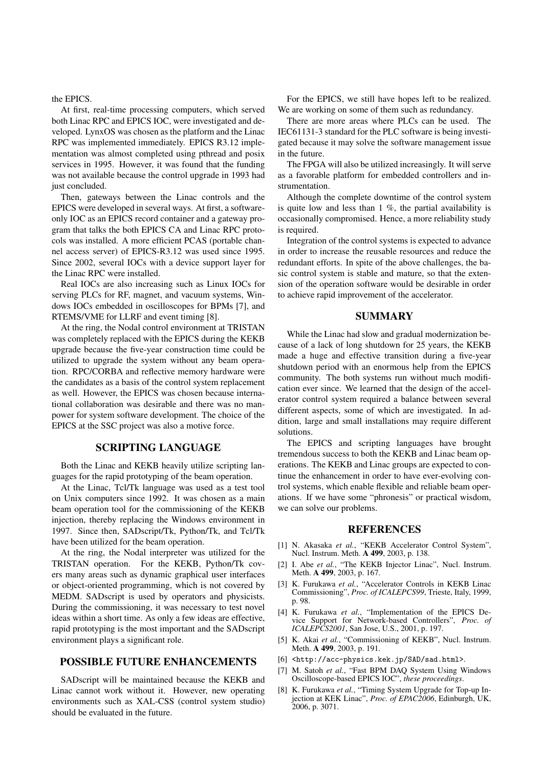the EPICS.

At first, real-time processing computers, which served both Linac RPC and EPICS IOC, were investigated and developed. LynxOS was chosen as the platform and the Linac RPC was implemented immediately. EPICS R3.12 implementation was almost completed using pthread and posix services in 1995. However, it was found that the funding was not available because the control upgrade in 1993 had just concluded.

Then, gateways between the Linac controls and the EPICS were developed in several ways. At first, a software-only IOC as an EPICS record container and a gateway program that talks the both EPICS CA and Linac RPC protocols was installed. A more efficient PCAS (portable channel access server) of EPICS-R3.12 was used since 1995. Since 2002, several IOCs with a device support layer for the Linac RPC were installed.

Real IOCs are also increasing such as Linux IOCs for serving PLCs for RF, magnet, and vacuum systems, Windows IOCs embedded in oscilloscopes for BPMs [7], and RTEMS/VME for LLRF and event timing [8].

At the ring, the Nodal control environment at TRISTAN was completely replaced with the EPICS during the KEKB upgrade because the five-year construction time could be utilized to upgrade the system without any beam operation. RPC/CORBA and reflective memory hardware were the candidates as a basis of the control system replacement as well. However, the EPICS was chosen because international collaboration was desirable and there was no manpower for system software development. The choice of the EPICS at the SSC project was also a motive force.

## SCRIPTING LANGUAGE

Both the Linac and KEKB heavily utilize scripting languages for the rapid prototyping of the beam operation.

At the Linac, Tcl/Tk language was used as a test tool on Unix computers since 1992. It was chosen as a main beam operation tool for the commissioning of the KEKB injection, thereby replacing the Windows environment in 1997. Since then, SADscript/Tk, Python/Tk, and Tcl/Tk have been utilized for the beam operation.

At the ring, the Nodal interpreter was utilized for the TRISTAN operation. For the KEKB, Python/Tk covers many areas such as dynamic graphical user interfaces or object-oriented programming, which is not covered by MEDM. SADscript is used by operators and physicists. During the commissioning, it was necessary to test novel ideas within a short time. As only a few ideas are effective, rapid prototyping is the most important and the SADscript environment plays a significant role.

## POSSIBLE FUTURE ENHANCEMENTS

SADscript will be maintained because the KEKB and Linac cannot work without it. However, new operating environments such as XAL-CSS (control system studio) should be evaluated in the future.

For the EPICS, we still have hopes left to be realized. We are working on some of them such as redundancy.

There are more areas where PLCs can be used. The IEC61131-3 standard for the PLC software is being investigated because it may solve the software management issue in the future.

The FPGA will also be utilized increasingly. It will serve as a favorable platform for embedded controllers and instrumentation.

Although the complete downtime of the control system is quite low and less than 1 %, the partial availability is occasionally compromised. Hence, a more reliability study is required.

Integration of the control systems is expected to advance in order to increase the reusable resources and reduce the redundant efforts. In spite of the above challenges, the basic control system is stable and mature, so that the extension of the operation software would be desirable in order to achieve rapid improvement of the accelerator.

## SUMMARY

While the Linac had slow and gradual modernization because of a lack of long shutdown for 25 years, the KEKB made a huge and effective transition during a five-year shutdown period with an enormous help from the EPICS community. The both systems run without much modification ever since. We learned that the design of the accelerator control system required a balance between several different aspects, some of which are investigated. In addition, large and small installations may require different solutions.

The EPICS and scripting languages have brought tremendous success to both the KEKB and Linac beam operations. The KEKB and Linac groups are expected to continue the enhancement in order to have ever-evolving control systems, which enable flexible and reliable beam operations. If we have some "phronesis" or practical wisdom, we can solve our problems.

## REFERENCES

[1] N. Akasaka *et al.*, "KEKB Accelerator Control System", Nucl. Instrum. Meth. **A 499**, 2003, p. 138.

[2] I. Abe *et al.*, "The KEKB Injector Linac", Nucl. Instrum. Meth. **A 499**, 2003, p. 167.

[3] K. Furukawa *et al.*, "Accelerator Controls in KEKB Linac Commissioning", *Proc. of ICALEPCS99*, Trieste, Italy, 1999, p. 98.

[4] K. Furukawa *et al.*, "Implementation of the EPICS Device Support for Network-based Controllers", *Proc. of ICALEPCS2001*, San Jose, U.S., 2001, p. 197.

[5] K. Akai *et al.*, "Commissioning of KEKB", Nucl. Instrum. Meth. **A 499**, 2003, p. 191.

[6] `<http://acc-physics.kek.jp/SAD/sad.html>`.

[7] M. Satoh *et al.*, "Fast BPM DAQ System Using Windows Oscilloscope-based EPICS IOC", *these proceedings*.

[8] K. Furukawa *et al.*, "Timing System Upgrade for Top-up Injection at KEK Linac", *Proc. of EPAC2006*, Edinburgh, UK, 2006, p. 3071.